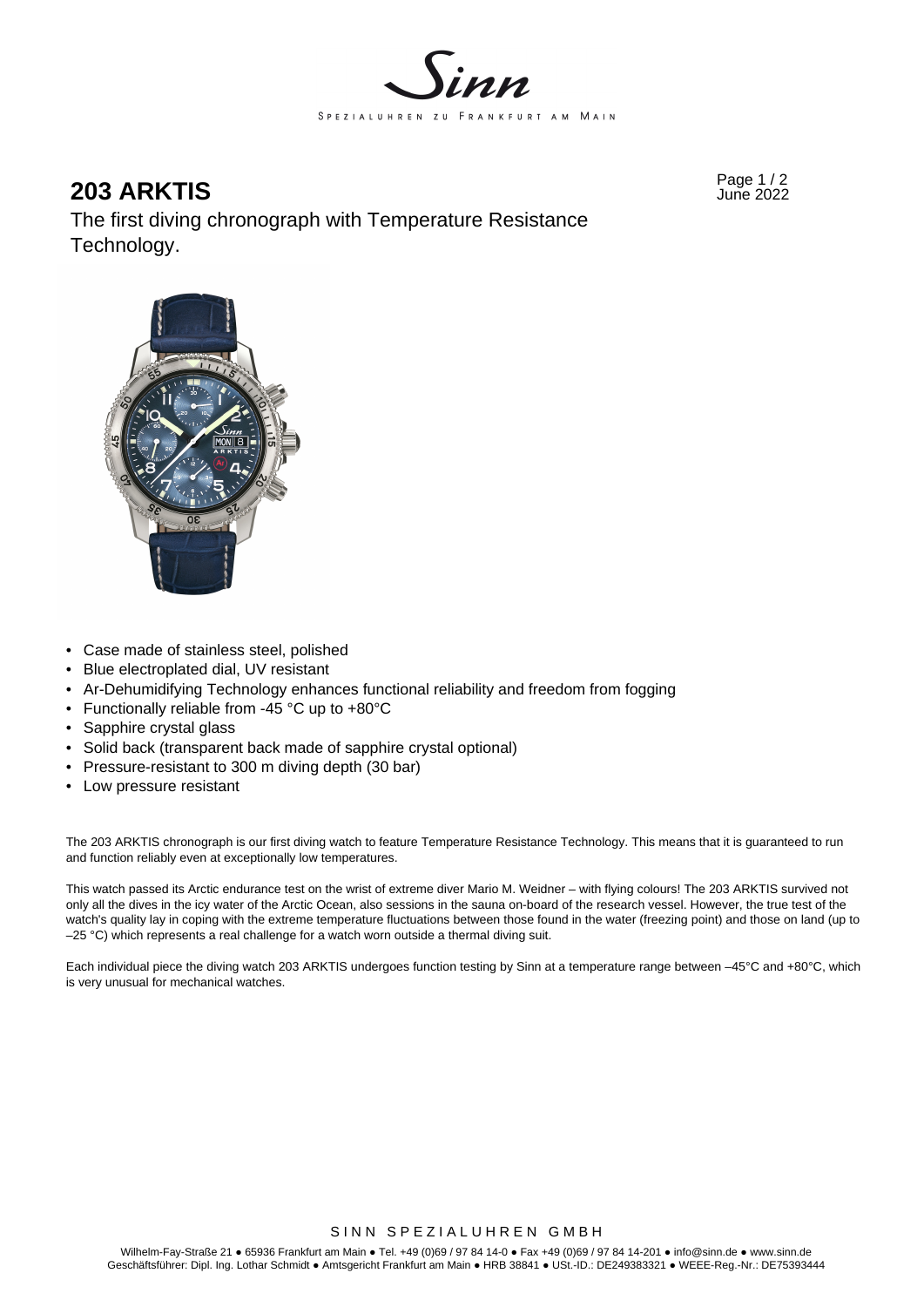Sinn

SPEZIALUHREN ZU FRANKFURT AM MAIN

# 203 ARKTIS

June 2022

The first diving chronograph with Temperature Resistance Technology.

- Case made of stainless steel, polished
- Blue electroplated dial, UV resistant
- Ar-Dehumidifying Technology enhances functional reliability and freedom from fogging
- Functionally reliable from -45 °C up to +80°C
- Sapphire crystal glass
- Solid back (transparent back made of sapphire crystal optional)
- Pressure-resistant to 300 m diving depth (30 bar)
- Low pressure resistant

The 203 ARKTIS chronograph is our first diving watch to feature Temperature Resistance Technology. This means that it is guaranteed to run and function reliably even at exceptionally low temperatures.

This watch passed its Arctic endurance test on the wrist of extreme diver Mario M. Weidner – with flying colours! The 203 ARKTIS survived not only all the dives in the icy water of the Arctic Ocean, also sessions in the sauna on-board of the research vessel. However, the true test of the watch's quality lay in coping with the extreme temperature fluctuations between those found in the water (freezing point) and those on land (up to –25 °C) which represents a real challenge for a watch worn outside a thermal diving suit.

Each individual piece the diving watch 203 ARKTIS undergoes function testing by Sinn at a temperature range between –45°C and +80°C, which is very unusual for mechanical watches.

SINN SPEZIALUHREN GMBH

Wilhelm-Fay-Straße 21 ● 65936 Frankfurt am Main ● Tel. +49 (0)69 / 97 84 14-0 ● Fax +49 (0)69 / 97 84 14-201 ● info@sinn.de ● www.sinn.de
Geschäftsführer: Dipl. Ing. Lothar Schmidt ● Amtsgericht Frankfurt am Main ● HRB 38841 ● USt.-ID.: DE249383321 ● WEEE-Reg.-Nr.: DE75393444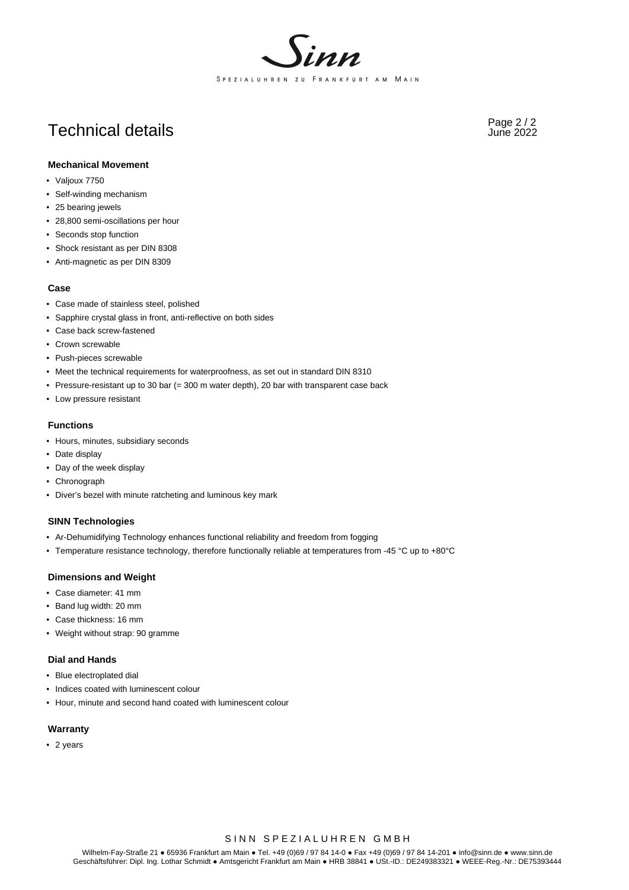# Technical details

June 2022

### Mechanical Movement

- Valjoux 7750
- Self-winding mechanism
- 25 bearing jewels
- 28,800 semi-oscillations per hour
- Seconds stop function
- Shock resistant as per DIN 8308
- Anti-magnetic as per DIN 8309

### Case

- Case made of stainless steel, polished
- Sapphire crystal glass in front, anti-reflective on both sides
- Case back screw-fastened
- Crown screwable
- Push-pieces screwable
- Meet the technical requirements for waterproofness, as set out in standard DIN 8310
- Pressure-resistant up to 30 bar (= 300 m water depth), 20 bar with transparent case back
- Low pressure resistant

### Functions

- Hours, minutes, subsidiary seconds
- Date display
- Day of the week display
- Chronograph
- Diver's bezel with minute ratcheting and luminous key mark

### SINN Technologies

- Ar-Dehumidifying Technology enhances functional reliability and freedom from fogging
- Temperature resistance technology, therefore functionally reliable at temperatures from -45 °C up to +80°C

### Dimensions and Weight

- Case diameter: 41 mm
- Band lug width: 20 mm
- Case thickness: 16 mm
- Weight without strap: 90 gramme

### Dial and Hands

- Blue electroplated dial
- Indices coated with luminescent colour
- Hour, minute and second hand coated with luminescent colour

### Warranty

- 2 years

SINN SPEZIALUHREN GMBH

Wilhelm-Fay-Straße 21 ● 65936 Frankfurt am Main ● Tel. +49 (0)69 / 97 84 14-0 ● Fax +49 (0)69 / 97 84 14-201 ● info@sinn.de ● www.sinn.de
Geschäftsführer: Dipl. Ing. Lothar Schmidt ● Amtsgericht Frankfurt am Main ● HRB 38841 ● USt.-ID.: DE249383321 ● WEEE-Reg.-Nr.: DE75393444